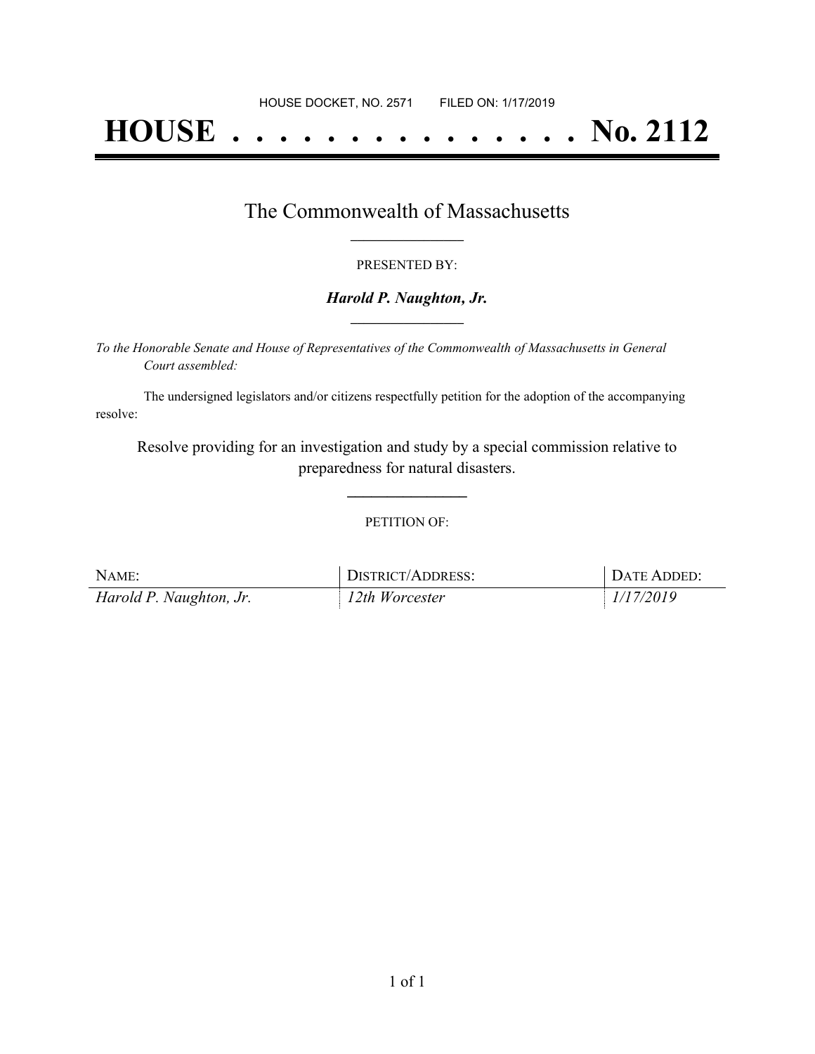HOUSE DOCKET, NO. 2571 FILED ON: 1/17/2019

# HOUSE . . . . . . . . . . . . . . . No. 2112

## The Commonwealth of Massachusetts

PRESENTED BY:

***Harold P. Naughton, Jr.***

*To the Honorable Senate and House of Representatives of the Commonwealth of Massachusetts in General Court assembled:*

The undersigned legislators and/or citizens respectfully petition for the adoption of the accompanying resolve:

Resolve providing for an investigation and study by a special commission relative to preparedness for natural disasters.

PETITION OF:

| NAME: | DISTRICT/ADDRESS: | DATE ADDED: |
|---|---|---|
| *Harold P. Naughton, Jr.* | *12th Worcester* | *1/17/2019* |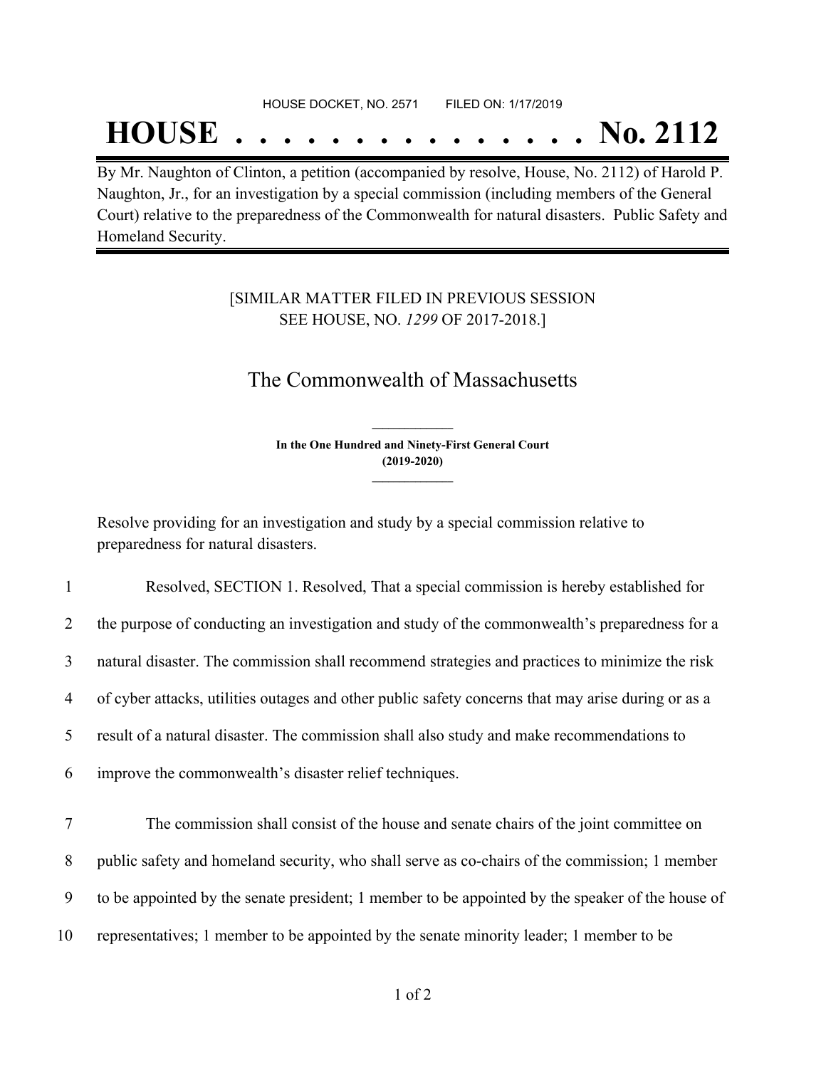HOUSE DOCKET, NO. 2571 FILED ON: 1/17/2019

# HOUSE . . . . . . . . . . . . . . . No. 2112

By Mr. Naughton of Clinton, a petition (accompanied by resolve, House, No. 2112) of Harold P. Naughton, Jr., for an investigation by a special commission (including members of the General Court) relative to the preparedness of the Commonwealth for natural disasters. Public Safety and Homeland Security.

[SIMILAR MATTER FILED IN PREVIOUS SESSION SEE HOUSE, NO. *1299* OF 2017-2018.]

## The Commonwealth of Massachusetts

**In the One Hundred and Ninety-First General Court (2019-2020)**

Resolve providing for an investigation and study by a special commission relative to preparedness for natural disasters.

1 Resolved, SECTION 1. Resolved, That a special commission is hereby established for
2 the purpose of conducting an investigation and study of the commonwealth's preparedness for a
3 natural disaster. The commission shall recommend strategies and practices to minimize the risk
4 of cyber attacks, utilities outages and other public safety concerns that may arise during or as a
5 result of a natural disaster. The commission shall also study and make recommendations to
6 improve the commonwealth's disaster relief techniques.

7 The commission shall consist of the house and senate chairs of the joint committee on
8 public safety and homeland security, who shall serve as co-chairs of the commission; 1 member
9 to be appointed by the senate president; 1 member to be appointed by the speaker of the house of
10 representatives; 1 member to be appointed by the senate minority leader; 1 member to be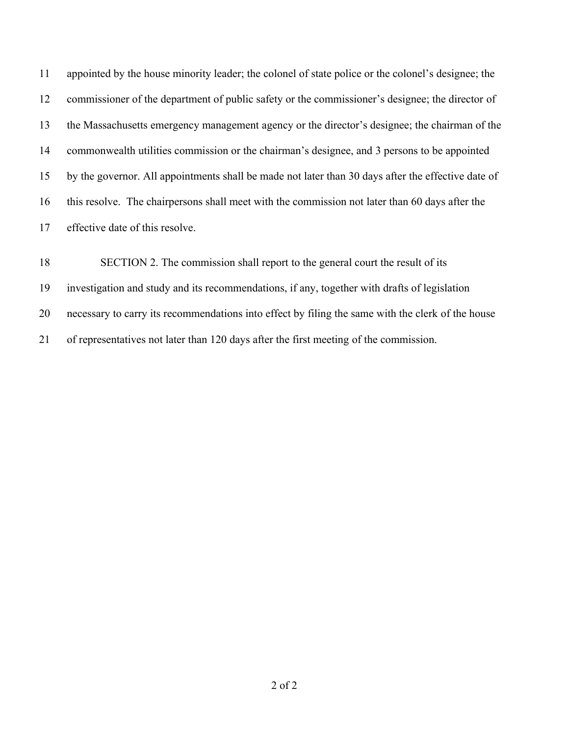appointed by the house minority leader; the colonel of state police or the colonel's designee; the commissioner of the department of public safety or the commissioner's designee; the director of the Massachusetts emergency management agency or the director's designee; the chairman of the commonwealth utilities commission or the chairman's designee, and 3 persons to be appointed by the governor. All appointments shall be made not later than 30 days after the effective date of this resolve. The chairpersons shall meet with the commission not later than 60 days after the effective date of this resolve.

SECTION 2. The commission shall report to the general court the result of its investigation and study and its recommendations, if any, together with drafts of legislation necessary to carry its recommendations into effect by filing the same with the clerk of the house of representatives not later than 120 days after the first meeting of the commission.